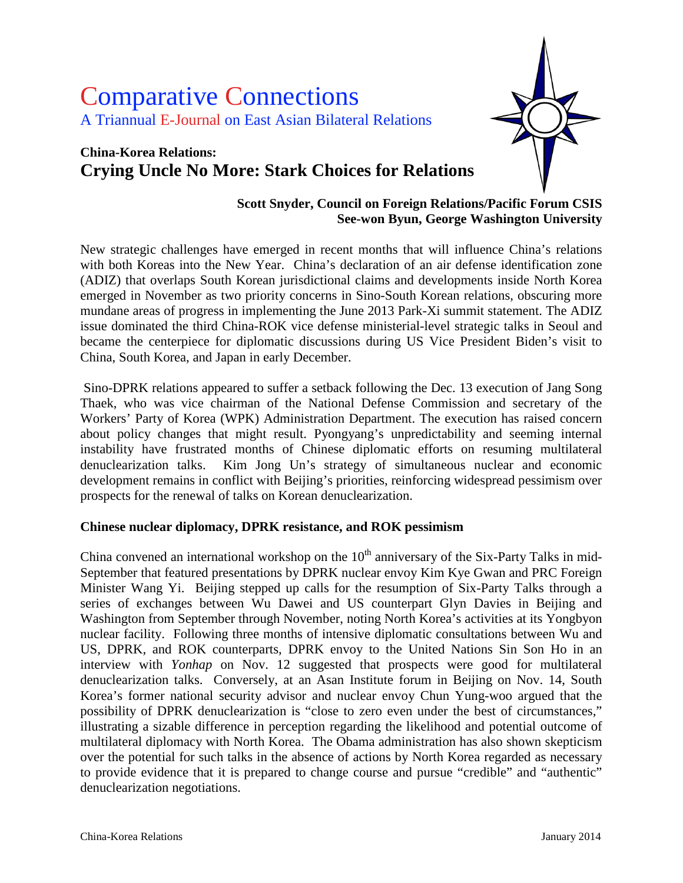# Comparative Connections

A Triannual E-Journal on East Asian Bilateral Relations

## China-Korea Relations:
## Crying Uncle No More: Stark Choices for Relations

**Scott Snyder, Council on Foreign Relations/Pacific Forum CSIS**
**See-won Byun, George Washington University**

New strategic challenges have emerged in recent months that will influence China's relations with both Koreas into the New Year. China's declaration of an air defense identification zone (ADIZ) that overlaps South Korean jurisdictional claims and developments inside North Korea emerged in November as two priority concerns in Sino-South Korean relations, obscuring more mundane areas of progress in implementing the June 2013 Park-Xi summit statement. The ADIZ issue dominated the third China-ROK vice defense ministerial-level strategic talks in Seoul and became the centerpiece for diplomatic discussions during US Vice President Biden's visit to China, South Korea, and Japan in early December.

Sino-DPRK relations appeared to suffer a setback following the Dec. 13 execution of Jang Song Thaek, who was vice chairman of the National Defense Commission and secretary of the Workers' Party of Korea (WPK) Administration Department. The execution has raised concern about policy changes that might result. Pyongyang's unpredictability and seeming internal instability have frustrated months of Chinese diplomatic efforts on resuming multilateral denuclearization talks. Kim Jong Un's strategy of simultaneous nuclear and economic development remains in conflict with Beijing's priorities, reinforcing widespread pessimism over prospects for the renewal of talks on Korean denuclearization.

### Chinese nuclear diplomacy, DPRK resistance, and ROK pessimism

China convened an international workshop on the 10th anniversary of the Six-Party Talks in mid-September that featured presentations by DPRK nuclear envoy Kim Kye Gwan and PRC Foreign Minister Wang Yi. Beijing stepped up calls for the resumption of Six-Party Talks through a series of exchanges between Wu Dawei and US counterpart Glyn Davies in Beijing and Washington from September through November, noting North Korea's activities at its Yongbyon nuclear facility. Following three months of intensive diplomatic consultations between Wu and US, DPRK, and ROK counterparts, DPRK envoy to the United Nations Sin Son Ho in an interview with *Yonhap* on Nov. 12 suggested that prospects were good for multilateral denuclearization talks. Conversely, at an Asan Institute forum in Beijing on Nov. 14, South Korea's former national security advisor and nuclear envoy Chun Yung-woo argued that the possibility of DPRK denuclearization is "close to zero even under the best of circumstances," illustrating a sizable difference in perception regarding the likelihood and potential outcome of multilateral diplomacy with North Korea. The Obama administration has also shown skepticism over the potential for such talks in the absence of actions by North Korea regarded as necessary to provide evidence that it is prepared to change course and pursue "credible" and "authentic" denuclearization negotiations.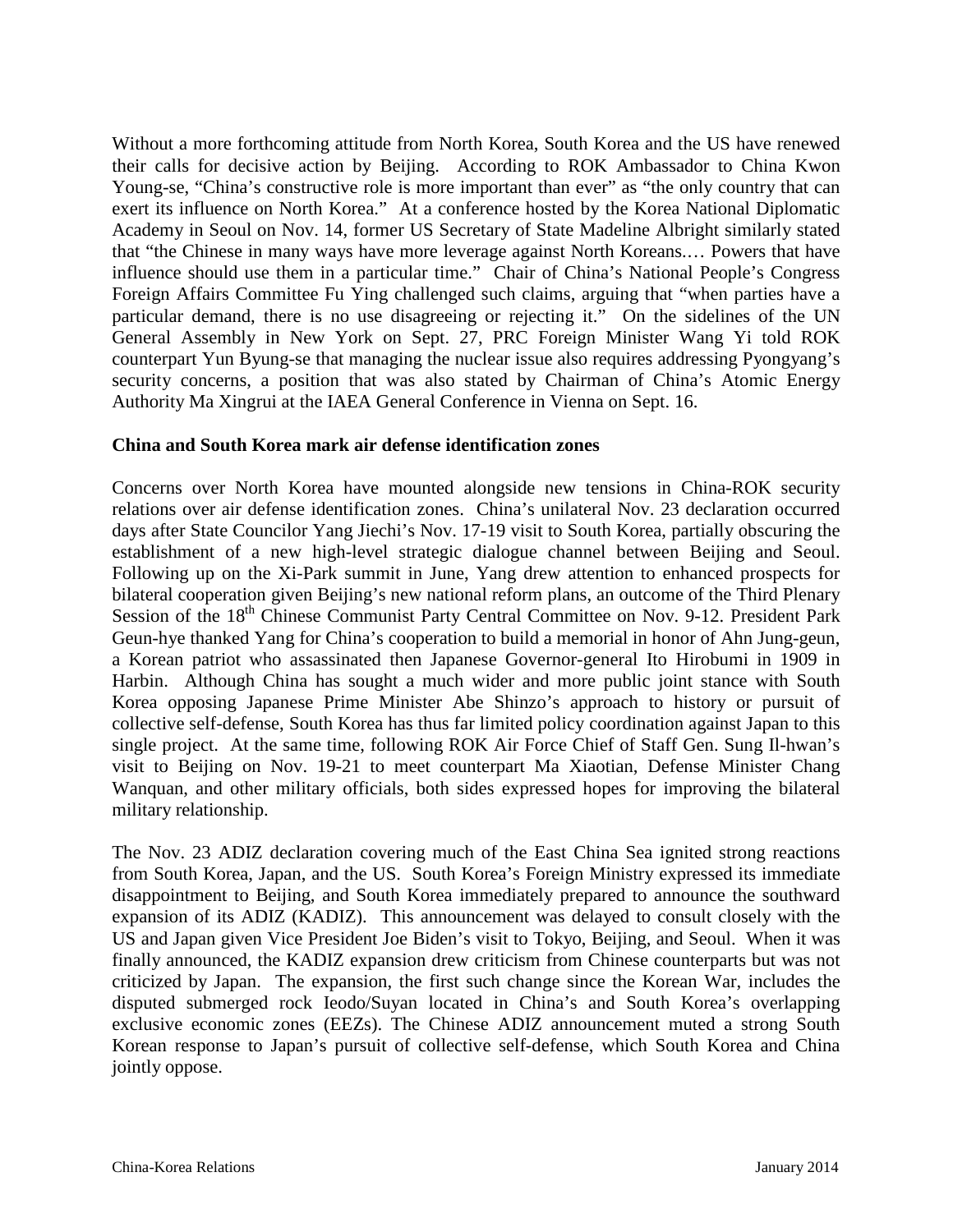Without a more forthcoming attitude from North Korea, South Korea and the US have renewed their calls for decisive action by Beijing. According to ROK Ambassador to China Kwon Young-se, "China's constructive role is more important than ever" as "the only country that can exert its influence on North Korea." At a conference hosted by the Korea National Diplomatic Academy in Seoul on Nov. 14, former US Secretary of State Madeline Albright similarly stated that "the Chinese in many ways have more leverage against North Koreans.… Powers that have influence should use them in a particular time." Chair of China's National People's Congress Foreign Affairs Committee Fu Ying challenged such claims, arguing that "when parties have a particular demand, there is no use disagreeing or rejecting it." On the sidelines of the UN General Assembly in New York on Sept. 27, PRC Foreign Minister Wang Yi told ROK counterpart Yun Byung-se that managing the nuclear issue also requires addressing Pyongyang's security concerns, a position that was also stated by Chairman of China's Atomic Energy Authority Ma Xingrui at the IAEA General Conference in Vienna on Sept. 16.

**China and South Korea mark air defense identification zones**

Concerns over North Korea have mounted alongside new tensions in China-ROK security relations over air defense identification zones. China's unilateral Nov. 23 declaration occurred days after State Councilor Yang Jiechi's Nov. 17-19 visit to South Korea, partially obscuring the establishment of a new high-level strategic dialogue channel between Beijing and Seoul. Following up on the Xi-Park summit in June, Yang drew attention to enhanced prospects for bilateral cooperation given Beijing's new national reform plans, an outcome of the Third Plenary Session of the 18th Chinese Communist Party Central Committee on Nov. 9-12. President Park Geun-hye thanked Yang for China's cooperation to build a memorial in honor of Ahn Jung-geun, a Korean patriot who assassinated then Japanese Governor-general Ito Hirobumi in 1909 in Harbin. Although China has sought a much wider and more public joint stance with South Korea opposing Japanese Prime Minister Abe Shinzo's approach to history or pursuit of collective self-defense, South Korea has thus far limited policy coordination against Japan to this single project. At the same time, following ROK Air Force Chief of Staff Gen. Sung Il-hwan's visit to Beijing on Nov. 19-21 to meet counterpart Ma Xiaotian, Defense Minister Chang Wanquan, and other military officials, both sides expressed hopes for improving the bilateral military relationship.

The Nov. 23 ADIZ declaration covering much of the East China Sea ignited strong reactions from South Korea, Japan, and the US. South Korea's Foreign Ministry expressed its immediate disappointment to Beijing, and South Korea immediately prepared to announce the southward expansion of its ADIZ (KADIZ). This announcement was delayed to consult closely with the US and Japan given Vice President Joe Biden's visit to Tokyo, Beijing, and Seoul. When it was finally announced, the KADIZ expansion drew criticism from Chinese counterparts but was not criticized by Japan. The expansion, the first such change since the Korean War, includes the disputed submerged rock Ieodo/Suyan located in China's and South Korea's overlapping exclusive economic zones (EEZs). The Chinese ADIZ announcement muted a strong South Korean response to Japan's pursuit of collective self-defense, which South Korea and China jointly oppose.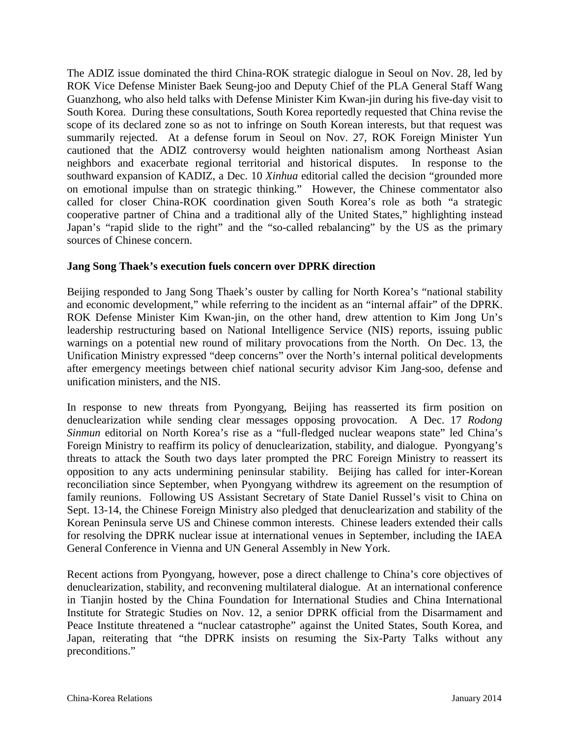The ADIZ issue dominated the third China-ROK strategic dialogue in Seoul on Nov. 28, led by ROK Vice Defense Minister Baek Seung-joo and Deputy Chief of the PLA General Staff Wang Guanzhong, who also held talks with Defense Minister Kim Kwan-jin during his five-day visit to South Korea. During these consultations, South Korea reportedly requested that China revise the scope of its declared zone so as not to infringe on South Korean interests, but that request was summarily rejected. At a defense forum in Seoul on Nov. 27, ROK Foreign Minister Yun cautioned that the ADIZ controversy would heighten nationalism among Northeast Asian neighbors and exacerbate regional territorial and historical disputes. In response to the southward expansion of KADIZ, a Dec. 10 *Xinhua* editorial called the decision "grounded more on emotional impulse than on strategic thinking." However, the Chinese commentator also called for closer China-ROK coordination given South Korea's role as both "a strategic cooperative partner of China and a traditional ally of the United States," highlighting instead Japan's "rapid slide to the right" and the "so-called rebalancing" by the US as the primary sources of Chinese concern.

**Jang Song Thaek's execution fuels concern over DPRK direction**

Beijing responded to Jang Song Thaek's ouster by calling for North Korea's "national stability and economic development," while referring to the incident as an "internal affair" of the DPRK. ROK Defense Minister Kim Kwan-jin, on the other hand, drew attention to Kim Jong Un's leadership restructuring based on National Intelligence Service (NIS) reports, issuing public warnings on a potential new round of military provocations from the North. On Dec. 13, the Unification Ministry expressed "deep concerns" over the North's internal political developments after emergency meetings between chief national security advisor Kim Jang-soo, defense and unification ministers, and the NIS.

In response to new threats from Pyongyang, Beijing has reasserted its firm position on denuclearization while sending clear messages opposing provocation. A Dec. 17 *Rodong Sinmun* editorial on North Korea's rise as a "full-fledged nuclear weapons state" led China's Foreign Ministry to reaffirm its policy of denuclearization, stability, and dialogue. Pyongyang's threats to attack the South two days later prompted the PRC Foreign Ministry to reassert its opposition to any acts undermining peninsular stability. Beijing has called for inter-Korean reconciliation since September, when Pyongyang withdrew its agreement on the resumption of family reunions. Following US Assistant Secretary of State Daniel Russel's visit to China on Sept. 13-14, the Chinese Foreign Ministry also pledged that denuclearization and stability of the Korean Peninsula serve US and Chinese common interests. Chinese leaders extended their calls for resolving the DPRK nuclear issue at international venues in September, including the IAEA General Conference in Vienna and UN General Assembly in New York.

Recent actions from Pyongyang, however, pose a direct challenge to China's core objectives of denuclearization, stability, and reconvening multilateral dialogue. At an international conference in Tianjin hosted by the China Foundation for International Studies and China International Institute for Strategic Studies on Nov. 12, a senior DPRK official from the Disarmament and Peace Institute threatened a "nuclear catastrophe" against the United States, South Korea, and Japan, reiterating that "the DPRK insists on resuming the Six-Party Talks without any preconditions."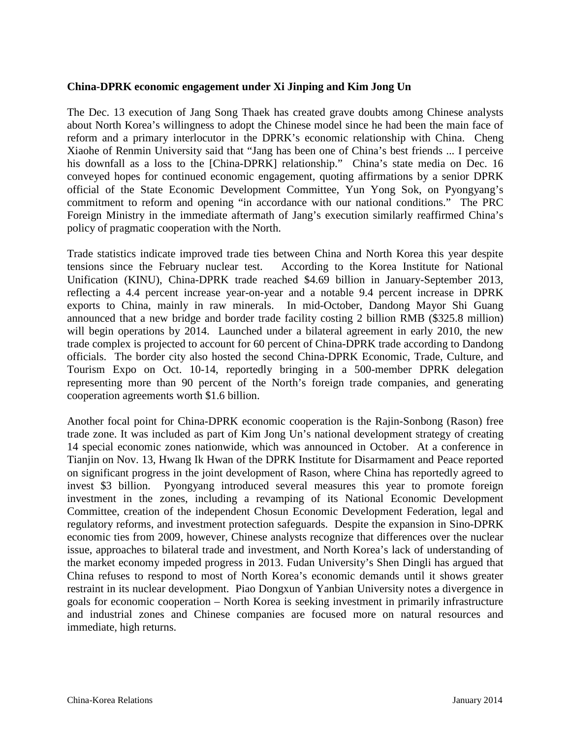**China-DPRK economic engagement under Xi Jinping and Kim Jong Un**

The Dec. 13 execution of Jang Song Thaek has created grave doubts among Chinese analysts about North Korea's willingness to adopt the Chinese model since he had been the main face of reform and a primary interlocutor in the DPRK's economic relationship with China. Cheng Xiaohe of Renmin University said that "Jang has been one of China's best friends ... I perceive his downfall as a loss to the [China-DPRK] relationship." China's state media on Dec. 16 conveyed hopes for continued economic engagement, quoting affirmations by a senior DPRK official of the State Economic Development Committee, Yun Yong Sok, on Pyongyang's commitment to reform and opening "in accordance with our national conditions." The PRC Foreign Ministry in the immediate aftermath of Jang's execution similarly reaffirmed China's policy of pragmatic cooperation with the North.

Trade statistics indicate improved trade ties between China and North Korea this year despite tensions since the February nuclear test. According to the Korea Institute for National Unification (KINU), China-DPRK trade reached $4.69 billion in January-September 2013, reflecting a 4.4 percent increase year-on-year and a notable 9.4 percent increase in DPRK exports to China, mainly in raw minerals. In mid-October, Dandong Mayor Shi Guang announced that a new bridge and border trade facility costing 2 billion RMB ($325.8 million) will begin operations by 2014. Launched under a bilateral agreement in early 2010, the new trade complex is projected to account for 60 percent of China-DPRK trade according to Dandong officials. The border city also hosted the second China-DPRK Economic, Trade, Culture, and Tourism Expo on Oct. 10-14, reportedly bringing in a 500-member DPRK delegation representing more than 90 percent of the North's foreign trade companies, and generating cooperation agreements worth $1.6 billion.

Another focal point for China-DPRK economic cooperation is the Rajin-Sonbong (Rason) free trade zone. It was included as part of Kim Jong Un's national development strategy of creating 14 special economic zones nationwide, which was announced in October. At a conference in Tianjin on Nov. 13, Hwang Ik Hwan of the DPRK Institute for Disarmament and Peace reported on significant progress in the joint development of Rason, where China has reportedly agreed to invest $3 billion. Pyongyang introduced several measures this year to promote foreign investment in the zones, including a revamping of its National Economic Development Committee, creation of the independent Chosun Economic Development Federation, legal and regulatory reforms, and investment protection safeguards. Despite the expansion in Sino-DPRK economic ties from 2009, however, Chinese analysts recognize that differences over the nuclear issue, approaches to bilateral trade and investment, and North Korea's lack of understanding of the market economy impeded progress in 2013. Fudan University's Shen Dingli has argued that China refuses to respond to most of North Korea's economic demands until it shows greater restraint in its nuclear development. Piao Dongxun of Yanbian University notes a divergence in goals for economic cooperation – North Korea is seeking investment in primarily infrastructure and industrial zones and Chinese companies are focused more on natural resources and immediate, high returns.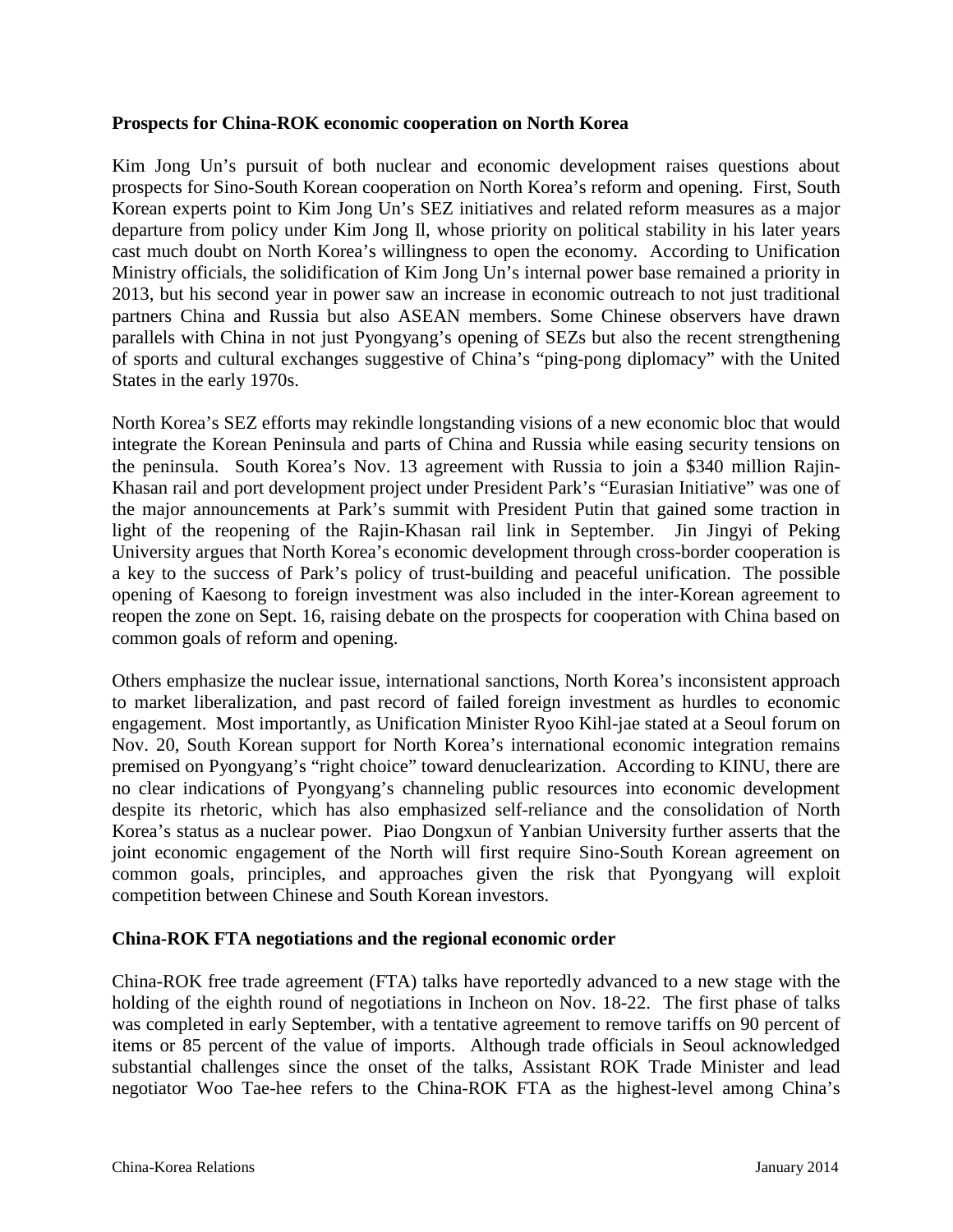**Prospects for China-ROK economic cooperation on North Korea**

Kim Jong Un's pursuit of both nuclear and economic development raises questions about prospects for Sino-South Korean cooperation on North Korea's reform and opening. First, South Korean experts point to Kim Jong Un's SEZ initiatives and related reform measures as a major departure from policy under Kim Jong Il, whose priority on political stability in his later years cast much doubt on North Korea's willingness to open the economy. According to Unification Ministry officials, the solidification of Kim Jong Un's internal power base remained a priority in 2013, but his second year in power saw an increase in economic outreach to not just traditional partners China and Russia but also ASEAN members. Some Chinese observers have drawn parallels with China in not just Pyongyang's opening of SEZs but also the recent strengthening of sports and cultural exchanges suggestive of China's "ping-pong diplomacy" with the United States in the early 1970s.

North Korea's SEZ efforts may rekindle longstanding visions of a new economic bloc that would integrate the Korean Peninsula and parts of China and Russia while easing security tensions on the peninsula. South Korea's Nov. 13 agreement with Russia to join a $340 million Rajin-Khasan rail and port development project under President Park's "Eurasian Initiative" was one of the major announcements at Park's summit with President Putin that gained some traction in light of the reopening of the Rajin-Khasan rail link in September. Jin Jingyi of Peking University argues that North Korea's economic development through cross-border cooperation is a key to the success of Park's policy of trust-building and peaceful unification. The possible opening of Kaesong to foreign investment was also included in the inter-Korean agreement to reopen the zone on Sept. 16, raising debate on the prospects for cooperation with China based on common goals of reform and opening.

Others emphasize the nuclear issue, international sanctions, North Korea's inconsistent approach to market liberalization, and past record of failed foreign investment as hurdles to economic engagement. Most importantly, as Unification Minister Ryoo Kihl-jae stated at a Seoul forum on Nov. 20, South Korean support for North Korea's international economic integration remains premised on Pyongyang's "right choice" toward denuclearization. According to KINU, there are no clear indications of Pyongyang's channeling public resources into economic development despite its rhetoric, which has also emphasized self-reliance and the consolidation of North Korea's status as a nuclear power. Piao Dongxun of Yanbian University further asserts that the joint economic engagement of the North will first require Sino-South Korean agreement on common goals, principles, and approaches given the risk that Pyongyang will exploit competition between Chinese and South Korean investors.

**China-ROK FTA negotiations and the regional economic order**

China-ROK free trade agreement (FTA) talks have reportedly advanced to a new stage with the holding of the eighth round of negotiations in Incheon on Nov. 18-22. The first phase of talks was completed in early September, with a tentative agreement to remove tariffs on 90 percent of items or 85 percent of the value of imports. Although trade officials in Seoul acknowledged substantial challenges since the onset of the talks, Assistant ROK Trade Minister and lead negotiator Woo Tae-hee refers to the China-ROK FTA as the highest-level among China's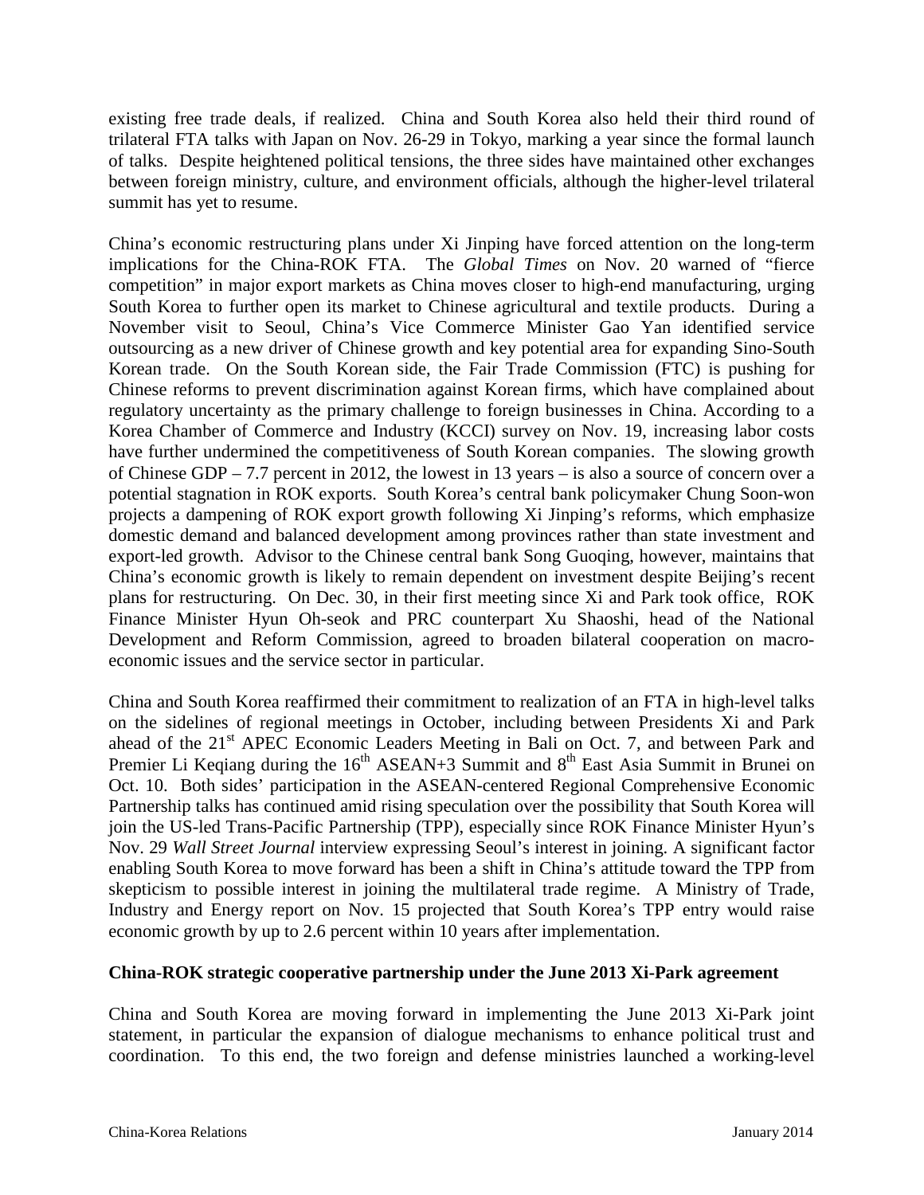existing free trade deals, if realized. China and South Korea also held their third round of trilateral FTA talks with Japan on Nov. 26-29 in Tokyo, marking a year since the formal launch of talks. Despite heightened political tensions, the three sides have maintained other exchanges between foreign ministry, culture, and environment officials, although the higher-level trilateral summit has yet to resume.

China's economic restructuring plans under Xi Jinping have forced attention on the long-term implications for the China-ROK FTA. The *Global Times* on Nov. 20 warned of "fierce competition" in major export markets as China moves closer to high-end manufacturing, urging South Korea to further open its market to Chinese agricultural and textile products. During a November visit to Seoul, China's Vice Commerce Minister Gao Yan identified service outsourcing as a new driver of Chinese growth and key potential area for expanding Sino-South Korean trade. On the South Korean side, the Fair Trade Commission (FTC) is pushing for Chinese reforms to prevent discrimination against Korean firms, which have complained about regulatory uncertainty as the primary challenge to foreign businesses in China. According to a Korea Chamber of Commerce and Industry (KCCI) survey on Nov. 19, increasing labor costs have further undermined the competitiveness of South Korean companies. The slowing growth of Chinese GDP – 7.7 percent in 2012, the lowest in 13 years – is also a source of concern over a potential stagnation in ROK exports. South Korea's central bank policymaker Chung Soon-won projects a dampening of ROK export growth following Xi Jinping's reforms, which emphasize domestic demand and balanced development among provinces rather than state investment and export-led growth. Advisor to the Chinese central bank Song Guoqing, however, maintains that China's economic growth is likely to remain dependent on investment despite Beijing's recent plans for restructuring. On Dec. 30, in their first meeting since Xi and Park took office, ROK Finance Minister Hyun Oh-seok and PRC counterpart Xu Shaoshi, head of the National Development and Reform Commission, agreed to broaden bilateral cooperation on macro-economic issues and the service sector in particular.

China and South Korea reaffirmed their commitment to realization of an FTA in high-level talks on the sidelines of regional meetings in October, including between Presidents Xi and Park ahead of the 21st APEC Economic Leaders Meeting in Bali on Oct. 7, and between Park and Premier Li Keqiang during the 16th ASEAN+3 Summit and 8th East Asia Summit in Brunei on Oct. 10. Both sides' participation in the ASEAN-centered Regional Comprehensive Economic Partnership talks has continued amid rising speculation over the possibility that South Korea will join the US-led Trans-Pacific Partnership (TPP), especially since ROK Finance Minister Hyun's Nov. 29 *Wall Street Journal* interview expressing Seoul's interest in joining. A significant factor enabling South Korea to move forward has been a shift in China's attitude toward the TPP from skepticism to possible interest in joining the multilateral trade regime. A Ministry of Trade, Industry and Energy report on Nov. 15 projected that South Korea's TPP entry would raise economic growth by up to 2.6 percent within 10 years after implementation.

**China-ROK strategic cooperative partnership under the June 2013 Xi-Park agreement**

China and South Korea are moving forward in implementing the June 2013 Xi-Park joint statement, in particular the expansion of dialogue mechanisms to enhance political trust and coordination. To this end, the two foreign and defense ministries launched a working-level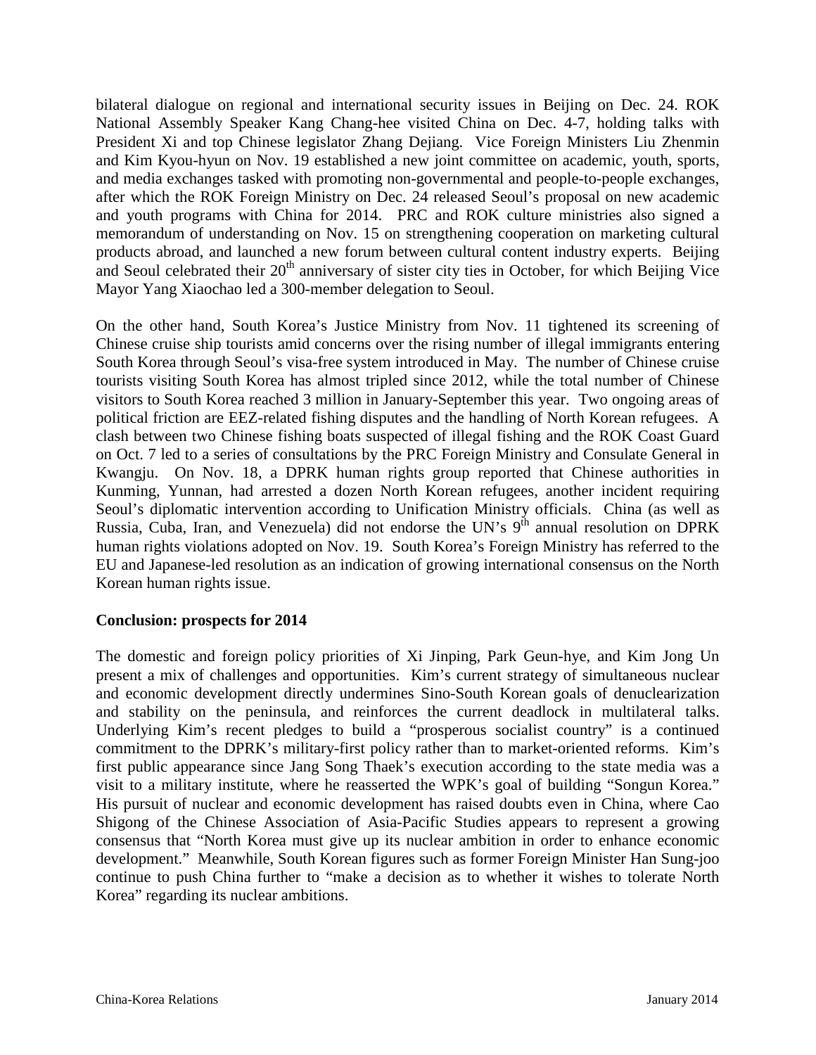bilateral dialogue on regional and international security issues in Beijing on Dec. 24. ROK National Assembly Speaker Kang Chang-hee visited China on Dec. 4-7, holding talks with President Xi and top Chinese legislator Zhang Dejiang. Vice Foreign Ministers Liu Zhenmin and Kim Kyou-hyun on Nov. 19 established a new joint committee on academic, youth, sports, and media exchanges tasked with promoting non-governmental and people-to-people exchanges, after which the ROK Foreign Ministry on Dec. 24 released Seoul's proposal on new academic and youth programs with China for 2014. PRC and ROK culture ministries also signed a memorandum of understanding on Nov. 15 on strengthening cooperation on marketing cultural products abroad, and launched a new forum between cultural content industry experts. Beijing and Seoul celebrated their 20th anniversary of sister city ties in October, for which Beijing Vice Mayor Yang Xiaochao led a 300-member delegation to Seoul.

On the other hand, South Korea's Justice Ministry from Nov. 11 tightened its screening of Chinese cruise ship tourists amid concerns over the rising number of illegal immigrants entering South Korea through Seoul's visa-free system introduced in May. The number of Chinese cruise tourists visiting South Korea has almost tripled since 2012, while the total number of Chinese visitors to South Korea reached 3 million in January-September this year. Two ongoing areas of political friction are EEZ-related fishing disputes and the handling of North Korean refugees. A clash between two Chinese fishing boats suspected of illegal fishing and the ROK Coast Guard on Oct. 7 led to a series of consultations by the PRC Foreign Ministry and Consulate General in Kwangju. On Nov. 18, a DPRK human rights group reported that Chinese authorities in Kunming, Yunnan, had arrested a dozen North Korean refugees, another incident requiring Seoul's diplomatic intervention according to Unification Ministry officials. China (as well as Russia, Cuba, Iran, and Venezuela) did not endorse the UN's 9th annual resolution on DPRK human rights violations adopted on Nov. 19. South Korea's Foreign Ministry has referred to the EU and Japanese-led resolution as an indication of growing international consensus on the North Korean human rights issue.

**Conclusion: prospects for 2014**

The domestic and foreign policy priorities of Xi Jinping, Park Geun-hye, and Kim Jong Un present a mix of challenges and opportunities. Kim's current strategy of simultaneous nuclear and economic development directly undermines Sino-South Korean goals of denuclearization and stability on the peninsula, and reinforces the current deadlock in multilateral talks. Underlying Kim's recent pledges to build a "prosperous socialist country" is a continued commitment to the DPRK's military-first policy rather than to market-oriented reforms. Kim's first public appearance since Jang Song Thaek's execution according to the state media was a visit to a military institute, where he reasserted the WPK's goal of building "Songun Korea." His pursuit of nuclear and economic development has raised doubts even in China, where Cao Shigong of the Chinese Association of Asia-Pacific Studies appears to represent a growing consensus that "North Korea must give up its nuclear ambition in order to enhance economic development." Meanwhile, South Korean figures such as former Foreign Minister Han Sung-joo continue to push China further to "make a decision as to whether it wishes to tolerate North Korea" regarding its nuclear ambitions.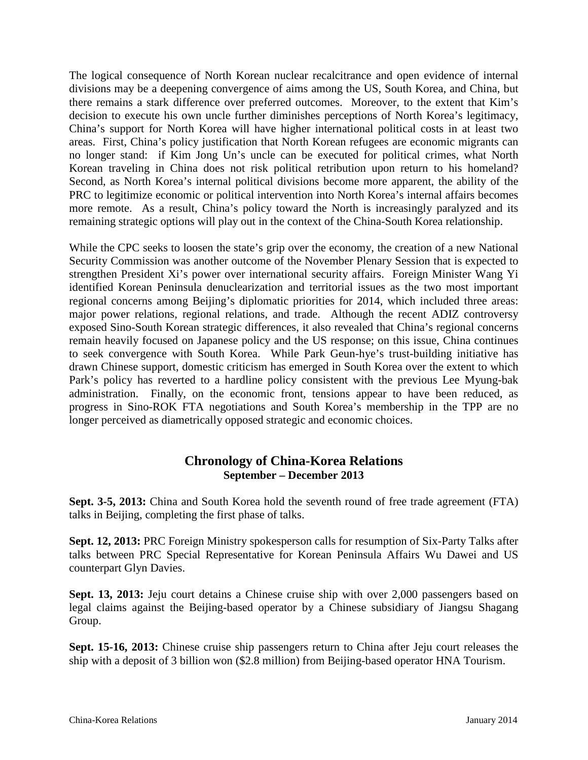The logical consequence of North Korean nuclear recalcitrance and open evidence of internal divisions may be a deepening convergence of aims among the US, South Korea, and China, but there remains a stark difference over preferred outcomes. Moreover, to the extent that Kim's decision to execute his own uncle further diminishes perceptions of North Korea's legitimacy, China's support for North Korea will have higher international political costs in at least two areas. First, China's policy justification that North Korean refugees are economic migrants can no longer stand: if Kim Jong Un's uncle can be executed for political crimes, what North Korean traveling in China does not risk political retribution upon return to his homeland? Second, as North Korea's internal political divisions become more apparent, the ability of the PRC to legitimize economic or political intervention into North Korea's internal affairs becomes more remote. As a result, China's policy toward the North is increasingly paralyzed and its remaining strategic options will play out in the context of the China-South Korea relationship.

While the CPC seeks to loosen the state's grip over the economy, the creation of a new National Security Commission was another outcome of the November Plenary Session that is expected to strengthen President Xi's power over international security affairs. Foreign Minister Wang Yi identified Korean Peninsula denuclearization and territorial issues as the two most important regional concerns among Beijing's diplomatic priorities for 2014, which included three areas: major power relations, regional relations, and trade. Although the recent ADIZ controversy exposed Sino-South Korean strategic differences, it also revealed that China's regional concerns remain heavily focused on Japanese policy and the US response; on this issue, China continues to seek convergence with South Korea. While Park Geun-hye's trust-building initiative has drawn Chinese support, domestic criticism has emerged in South Korea over the extent to which Park's policy has reverted to a hardline policy consistent with the previous Lee Myung-bak administration. Finally, on the economic front, tensions appear to have been reduced, as progress in Sino-ROK FTA negotiations and South Korea's membership in the TPP are no longer perceived as diametrically opposed strategic and economic choices.

## Chronology of China-Korea Relations
### September – December 2013

**Sept. 3-5, 2013:** China and South Korea hold the seventh round of free trade agreement (FTA) talks in Beijing, completing the first phase of talks.

**Sept. 12, 2013:** PRC Foreign Ministry spokesperson calls for resumption of Six-Party Talks after talks between PRC Special Representative for Korean Peninsula Affairs Wu Dawei and US counterpart Glyn Davies.

**Sept. 13, 2013:** Jeju court detains a Chinese cruise ship with over 2,000 passengers based on legal claims against the Beijing-based operator by a Chinese subsidiary of Jiangsu Shagang Group.

**Sept. 15-16, 2013:** Chinese cruise ship passengers return to China after Jeju court releases the ship with a deposit of 3 billion won ($2.8 million) from Beijing-based operator HNA Tourism.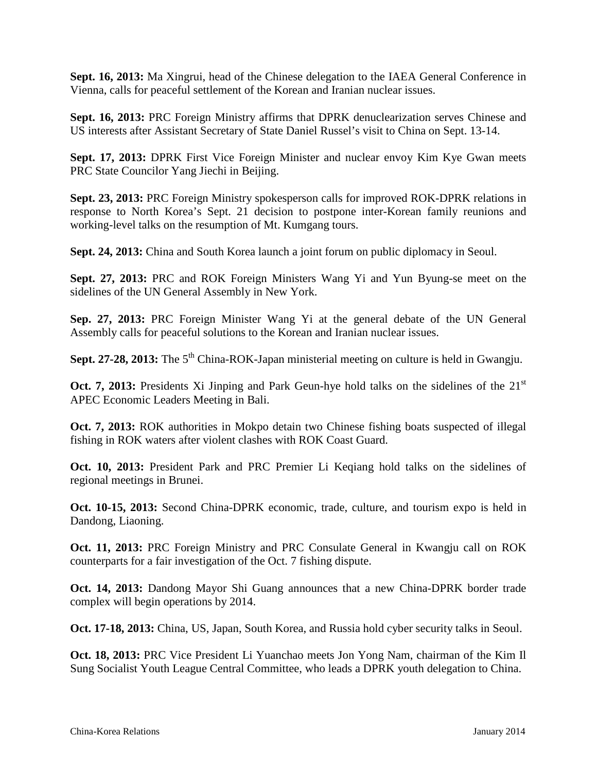**Sept. 16, 2013:** Ma Xingrui, head of the Chinese delegation to the IAEA General Conference in Vienna, calls for peaceful settlement of the Korean and Iranian nuclear issues.

**Sept. 16, 2013:** PRC Foreign Ministry affirms that DPRK denuclearization serves Chinese and US interests after Assistant Secretary of State Daniel Russel's visit to China on Sept. 13-14.

**Sept. 17, 2013:** DPRK First Vice Foreign Minister and nuclear envoy Kim Kye Gwan meets PRC State Councilor Yang Jiechi in Beijing.

**Sept. 23, 2013:** PRC Foreign Ministry spokesperson calls for improved ROK-DPRK relations in response to North Korea's Sept. 21 decision to postpone inter-Korean family reunions and working-level talks on the resumption of Mt. Kumgang tours.

**Sept. 24, 2013:** China and South Korea launch a joint forum on public diplomacy in Seoul.

**Sept. 27, 2013:** PRC and ROK Foreign Ministers Wang Yi and Yun Byung-se meet on the sidelines of the UN General Assembly in New York.

**Sep. 27, 2013:** PRC Foreign Minister Wang Yi at the general debate of the UN General Assembly calls for peaceful solutions to the Korean and Iranian nuclear issues.

**Sept. 27-28, 2013:** The 5th China-ROK-Japan ministerial meeting on culture is held in Gwangju.

**Oct. 7, 2013:** Presidents Xi Jinping and Park Geun-hye hold talks on the sidelines of the 21st APEC Economic Leaders Meeting in Bali.

**Oct. 7, 2013:** ROK authorities in Mokpo detain two Chinese fishing boats suspected of illegal fishing in ROK waters after violent clashes with ROK Coast Guard.

**Oct. 10, 2013:** President Park and PRC Premier Li Keqiang hold talks on the sidelines of regional meetings in Brunei.

**Oct. 10-15, 2013:** Second China-DPRK economic, trade, culture, and tourism expo is held in Dandong, Liaoning.

**Oct. 11, 2013:** PRC Foreign Ministry and PRC Consulate General in Kwangju call on ROK counterparts for a fair investigation of the Oct. 7 fishing dispute.

**Oct. 14, 2013:** Dandong Mayor Shi Guang announces that a new China-DPRK border trade complex will begin operations by 2014.

**Oct. 17-18, 2013:** China, US, Japan, South Korea, and Russia hold cyber security talks in Seoul.

**Oct. 18, 2013:** PRC Vice President Li Yuanchao meets Jon Yong Nam, chairman of the Kim Il Sung Socialist Youth League Central Committee, who leads a DPRK youth delegation to China.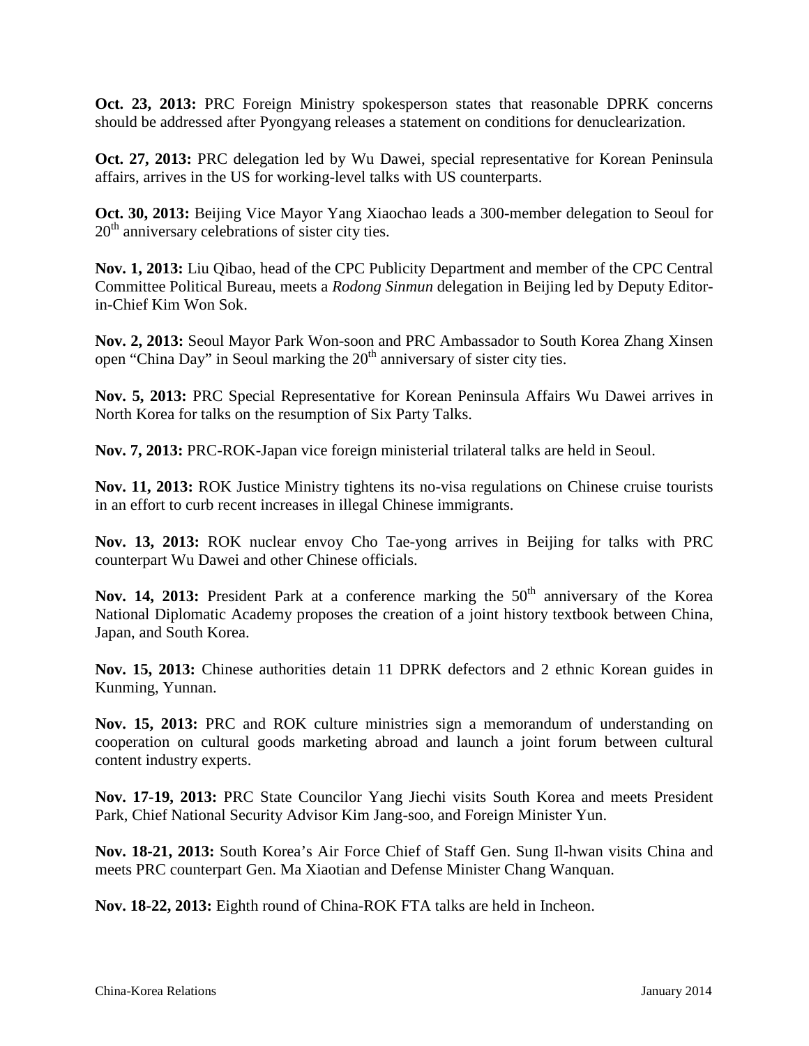**Oct. 23, 2013:** PRC Foreign Ministry spokesperson states that reasonable DPRK concerns should be addressed after Pyongyang releases a statement on conditions for denuclearization.

**Oct. 27, 2013:** PRC delegation led by Wu Dawei, special representative for Korean Peninsula affairs, arrives in the US for working-level talks with US counterparts.

**Oct. 30, 2013:** Beijing Vice Mayor Yang Xiaochao leads a 300-member delegation to Seoul for 20th anniversary celebrations of sister city ties.

**Nov. 1, 2013:** Liu Qibao, head of the CPC Publicity Department and member of the CPC Central Committee Political Bureau, meets a *Rodong Sinmun* delegation in Beijing led by Deputy Editor-in-Chief Kim Won Sok.

**Nov. 2, 2013:** Seoul Mayor Park Won-soon and PRC Ambassador to South Korea Zhang Xinsen open "China Day" in Seoul marking the 20th anniversary of sister city ties.

**Nov. 5, 2013:** PRC Special Representative for Korean Peninsula Affairs Wu Dawei arrives in North Korea for talks on the resumption of Six Party Talks.

**Nov. 7, 2013:** PRC-ROK-Japan vice foreign ministerial trilateral talks are held in Seoul.

**Nov. 11, 2013:** ROK Justice Ministry tightens its no-visa regulations on Chinese cruise tourists in an effort to curb recent increases in illegal Chinese immigrants.

**Nov. 13, 2013:** ROK nuclear envoy Cho Tae-yong arrives in Beijing for talks with PRC counterpart Wu Dawei and other Chinese officials.

**Nov. 14, 2013:** President Park at a conference marking the 50th anniversary of the Korea National Diplomatic Academy proposes the creation of a joint history textbook between China, Japan, and South Korea.

**Nov. 15, 2013:** Chinese authorities detain 11 DPRK defectors and 2 ethnic Korean guides in Kunming, Yunnan.

**Nov. 15, 2013:** PRC and ROK culture ministries sign a memorandum of understanding on cooperation on cultural goods marketing abroad and launch a joint forum between cultural content industry experts.

**Nov. 17-19, 2013:** PRC State Councilor Yang Jiechi visits South Korea and meets President Park, Chief National Security Advisor Kim Jang-soo, and Foreign Minister Yun.

**Nov. 18-21, 2013:** South Korea's Air Force Chief of Staff Gen. Sung Il-hwan visits China and meets PRC counterpart Gen. Ma Xiaotian and Defense Minister Chang Wanquan.

**Nov. 18-22, 2013:** Eighth round of China-ROK FTA talks are held in Incheon.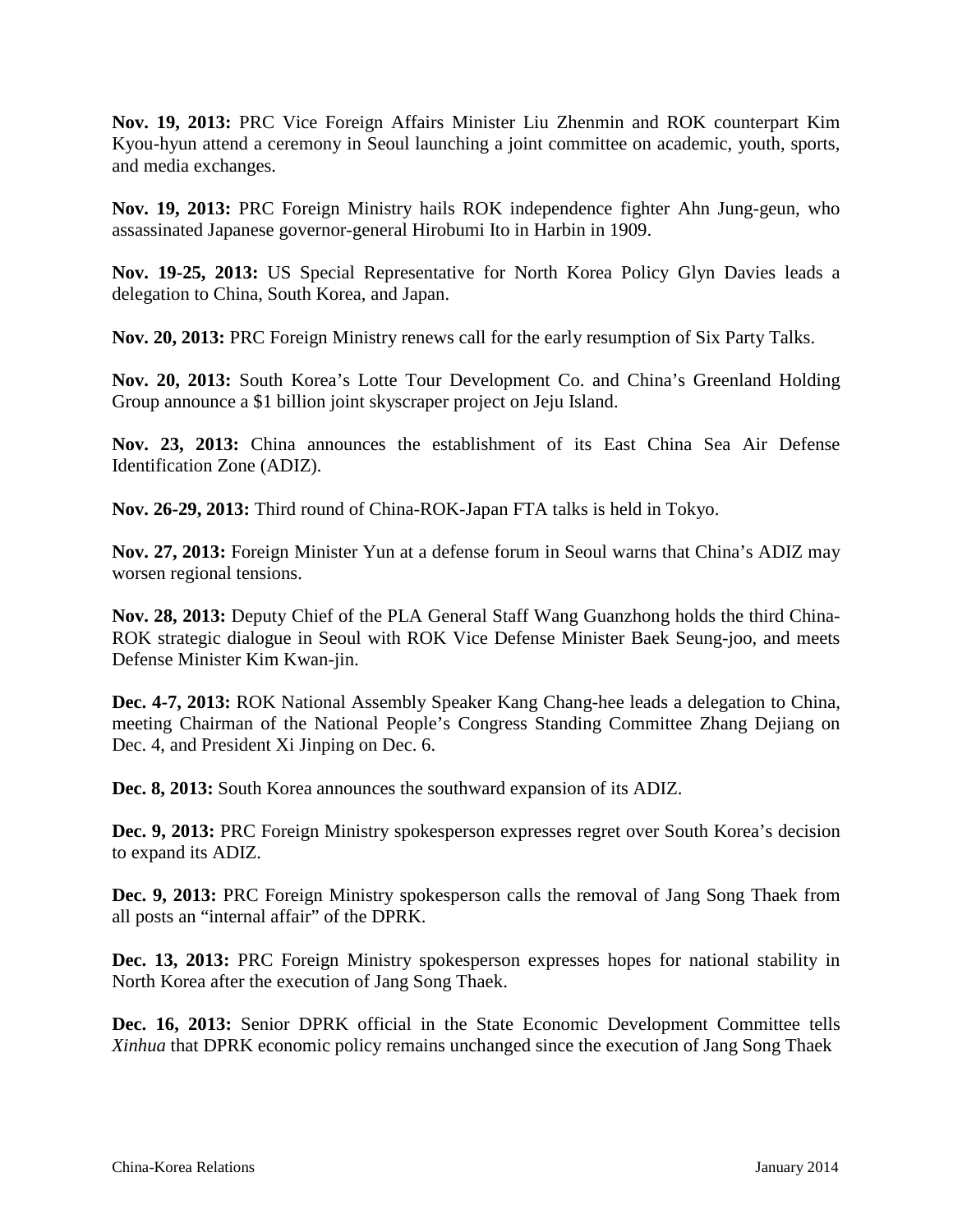**Nov. 19, 2013:** PRC Vice Foreign Affairs Minister Liu Zhenmin and ROK counterpart Kim Kyou-hyun attend a ceremony in Seoul launching a joint committee on academic, youth, sports, and media exchanges.

**Nov. 19, 2013:** PRC Foreign Ministry hails ROK independence fighter Ahn Jung-geun, who assassinated Japanese governor-general Hirobumi Ito in Harbin in 1909.

**Nov. 19-25, 2013:** US Special Representative for North Korea Policy Glyn Davies leads a delegation to China, South Korea, and Japan.

**Nov. 20, 2013:** PRC Foreign Ministry renews call for the early resumption of Six Party Talks.

**Nov. 20, 2013:** South Korea's Lotte Tour Development Co. and China's Greenland Holding Group announce a $1 billion joint skyscraper project on Jeju Island.

**Nov. 23, 2013:** China announces the establishment of its East China Sea Air Defense Identification Zone (ADIZ).

**Nov. 26-29, 2013:** Third round of China-ROK-Japan FTA talks is held in Tokyo.

**Nov. 27, 2013:** Foreign Minister Yun at a defense forum in Seoul warns that China's ADIZ may worsen regional tensions.

**Nov. 28, 2013:** Deputy Chief of the PLA General Staff Wang Guanzhong holds the third China-ROK strategic dialogue in Seoul with ROK Vice Defense Minister Baek Seung-joo, and meets Defense Minister Kim Kwan-jin.

**Dec. 4-7, 2013:** ROK National Assembly Speaker Kang Chang-hee leads a delegation to China, meeting Chairman of the National People's Congress Standing Committee Zhang Dejiang on Dec. 4, and President Xi Jinping on Dec. 6.

**Dec. 8, 2013:** South Korea announces the southward expansion of its ADIZ.

**Dec. 9, 2013:** PRC Foreign Ministry spokesperson expresses regret over South Korea's decision to expand its ADIZ.

**Dec. 9, 2013:** PRC Foreign Ministry spokesperson calls the removal of Jang Song Thaek from all posts an "internal affair" of the DPRK.

**Dec. 13, 2013:** PRC Foreign Ministry spokesperson expresses hopes for national stability in North Korea after the execution of Jang Song Thaek.

**Dec. 16, 2013:** Senior DPRK official in the State Economic Development Committee tells *Xinhua* that DPRK economic policy remains unchanged since the execution of Jang Song Thaek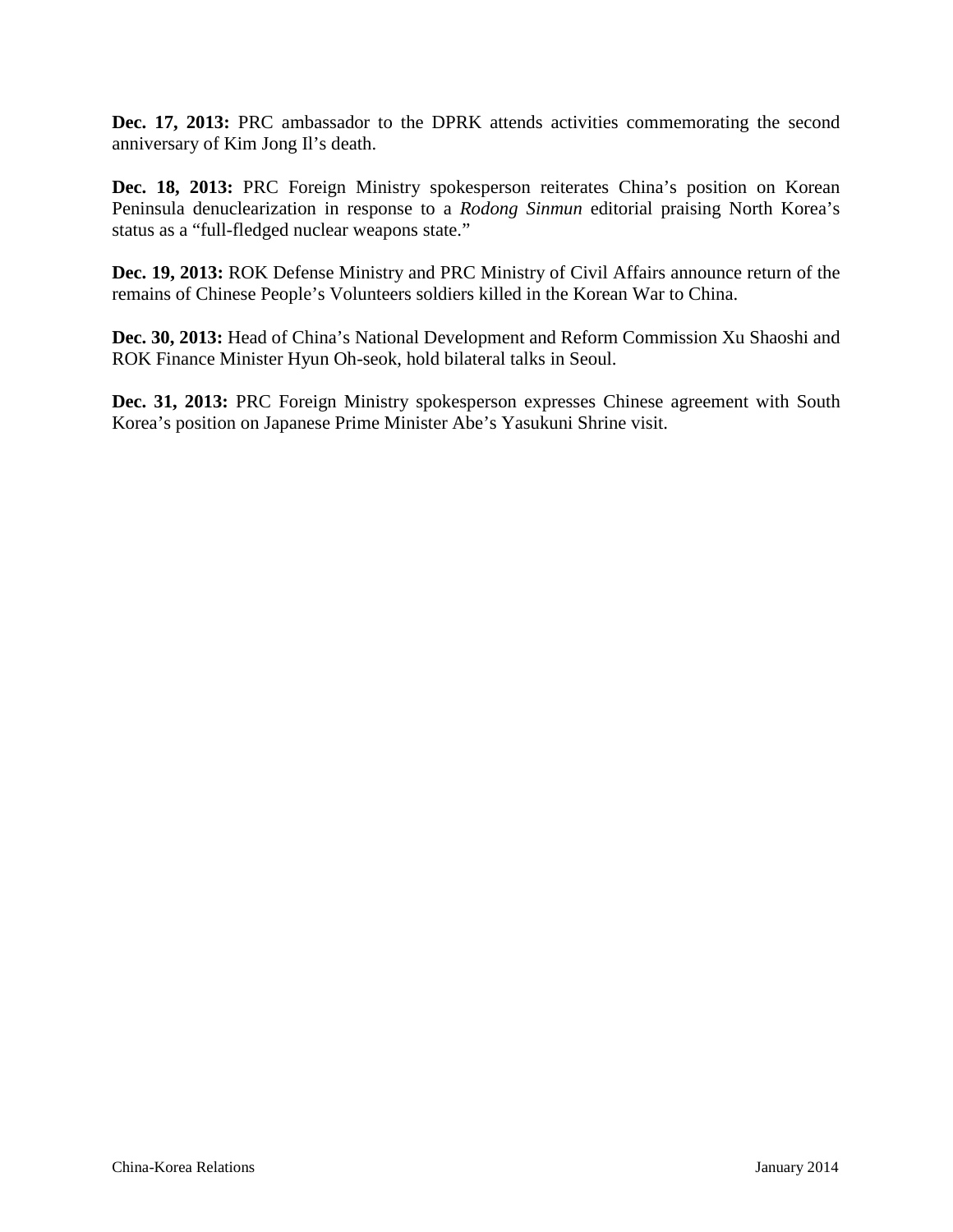**Dec. 17, 2013:** PRC ambassador to the DPRK attends activities commemorating the second anniversary of Kim Jong Il's death.

**Dec. 18, 2013:** PRC Foreign Ministry spokesperson reiterates China's position on Korean Peninsula denuclearization in response to a *Rodong Sinmun* editorial praising North Korea's status as a "full-fledged nuclear weapons state."

**Dec. 19, 2013:** ROK Defense Ministry and PRC Ministry of Civil Affairs announce return of the remains of Chinese People's Volunteers soldiers killed in the Korean War to China.

**Dec. 30, 2013:** Head of China's National Development and Reform Commission Xu Shaoshi and ROK Finance Minister Hyun Oh-seok, hold bilateral talks in Seoul.

**Dec. 31, 2013:** PRC Foreign Ministry spokesperson expresses Chinese agreement with South Korea's position on Japanese Prime Minister Abe's Yasukuni Shrine visit.